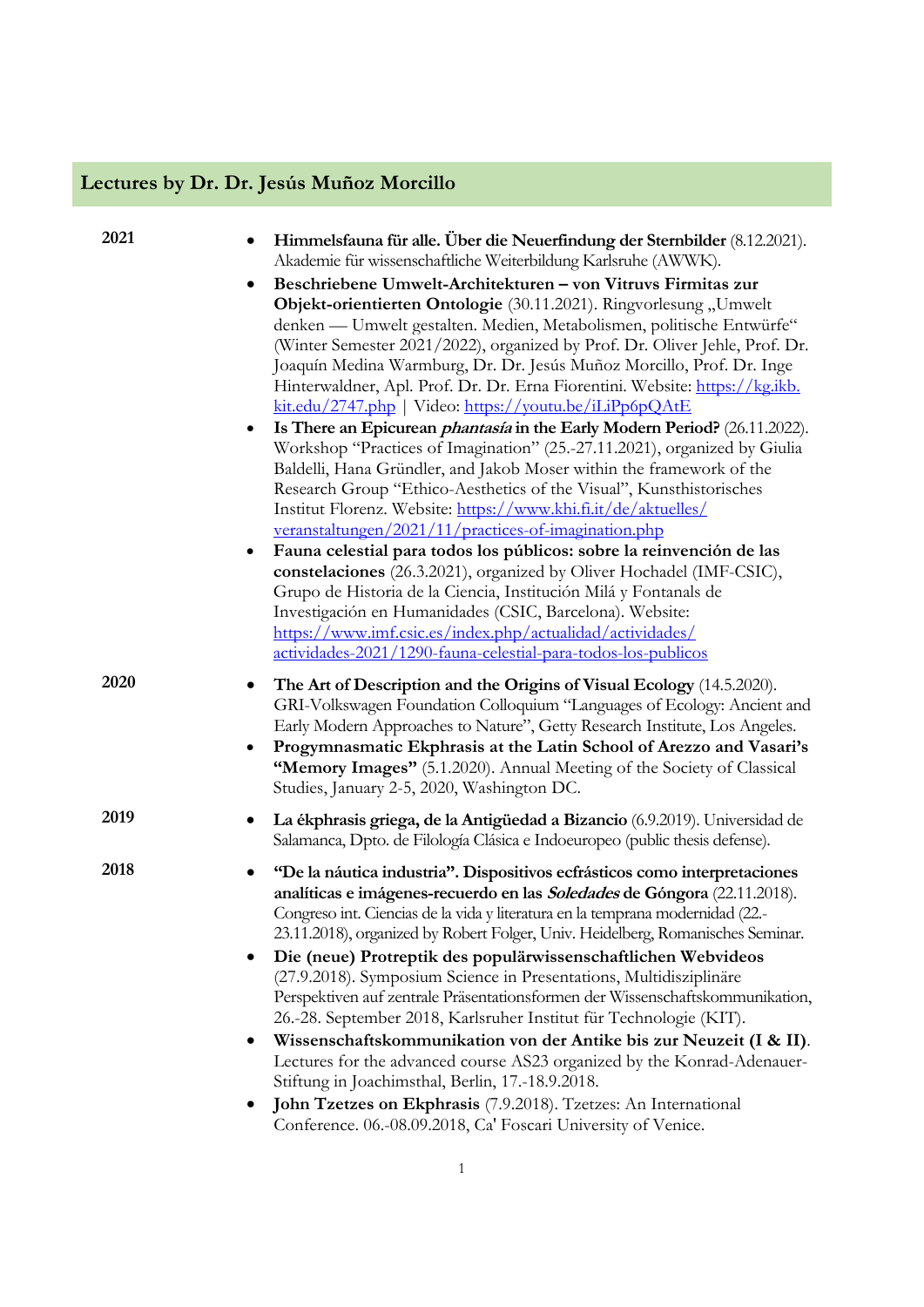## Lectures by Dr. Dr. Jesús Muñoz Morcillo

**2021**

- **Himmelsfauna für alle. Über die Neuerfindung der Sternbilder** (8.12.2021). Akademie für wissenschaftliche Weiterbildung Karlsruhe (AWWK).
- **Beschriebene Umwelt-Architekturen – von Vitruvs Firmitas zur Objekt-orientierten Ontologie** (30.11.2021). Ringvorlesung „Umwelt denken — Umwelt gestalten. Medien, Metabolismen, politische Entwürfe" (Winter Semester 2021/2022), organized by Prof. Dr. Oliver Jehle, Prof. Dr. Joaquín Medina Warmburg, Dr. Dr. Jesús Muñoz Morcillo, Prof. Dr. Inge Hinterwaldner, Apl. Prof. Dr. Dr. Erna Fiorentini. Website: [https://kg.ikb.kit.edu/2747.php](https://kg.ikb.kit.edu/2747.php) | Video: [https://youtu.be/iLiPp6pQAtE](https://youtu.be/iLiPp6pQAtE)
- **Is There an Epicurean *phantasía* in the Early Modern Period?** (26.11.2022). Workshop "Practices of Imagination" (25.-27.11.2021), organized by Giulia Baldelli, Hana Gründler, and Jakob Moser within the framework of the Research Group "Ethico-Aesthetics of the Visual", Kunsthistorisches Institut Florenz. Website: [https://www.khi.fi.it/de/aktuelles/veranstaltungen/2021/11/practices-of-imagination.php](https://www.khi.fi.it/de/aktuelles/veranstaltungen/2021/11/practices-of-imagination.php)
- **Fauna celestial para todos los públicos: sobre la reinvención de las constelaciones** (26.3.2021), organized by Oliver Hochadel (IMF-CSIC), Grupo de Historia de la Ciencia, Institución Milá y Fontanals de Investigación en Humanidades (CSIC, Barcelona). Website: [https://www.imf.csic.es/index.php/actualidad/actividades/actividades-2021/1290-fauna-celestial-para-todos-los-publicos](https://www.imf.csic.es/index.php/actualidad/actividades/actividades-2021/1290-fauna-celestial-para-todos-los-publicos)

**2020**

- **The Art of Description and the Origins of Visual Ecology** (14.5.2020). GRI-Volkswagen Foundation Colloquium "Languages of Ecology: Ancient and Early Modern Approaches to Nature", Getty Research Institute, Los Angeles.
- **Progymnasmatic Ekphrasis at the Latin School of Arezzo and Vasari's "Memory Images"** (5.1.2020). Annual Meeting of the Society of Classical Studies, January 2-5, 2020, Washington DC.

**2019**

- **La ékphrasis griega, de la Antigüedad a Bizancio** (6.9.2019). Universidad de Salamanca, Dpto. de Filología Clásica e Indoeuropeo (public thesis defense).

**2018**

- **"De la náutica industria". Dispositivos ecfrásticos como interpretaciones analíticas e imágenes-recuerdo en las *Soledades* de Góngora** (22.11.2018). Congreso int. Ciencias de la vida y literatura en la temprana modernidad (22.-23.11.2018), organized by Robert Folger, Univ. Heidelberg, Romanisches Seminar.
- **Die (neue) Protreptik des populärwissenschaftlichen Webvideos** (27.9.2018). Symposium Science in Presentations, Multidisziplinäre Perspektiven auf zentrale Präsentationsformen der Wissenschaftskommunikation, 26.-28. September 2018, Karlsruher Institut für Technologie (KIT).
- **Wissenschaftskommunikation von der Antike bis zur Neuzeit (I & II)**. Lectures for the advanced course AS23 organized by the Konrad-Adenauer-Stiftung in Joachimsthal, Berlin, 17.-18.9.2018.
- **John Tzetzes on Ekphrasis** (7.9.2018). Tzetzes: An International Conference. 06.-08.09.2018, Ca' Foscari University of Venice.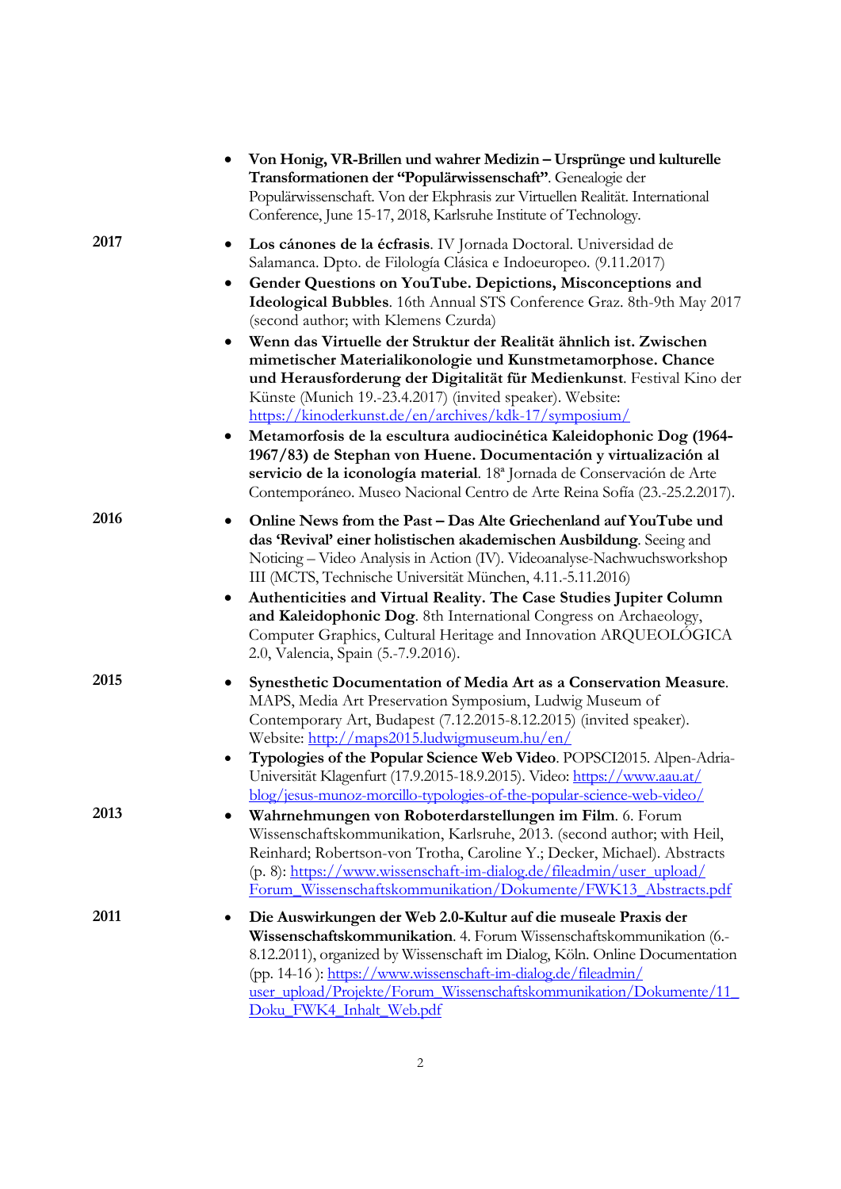- **Von Honig, VR-Brillen und wahrer Medizin – Ursprünge und kulturelle Transformationen der "Populärwissenschaft"**. Genealogie der Populärwissenschaft. Von der Ekphrasis zur Virtuellen Realität. International Conference, June 15-17, 2018, Karlsruhe Institute of Technology.

**2017**

- **Los cánones de la écfrasis**. IV Jornada Doctoral. Universidad de Salamanca. Dpto. de Filología Clásica e Indoeuropeo. (9.11.2017)
- **Gender Questions on YouTube. Depictions, Misconceptions and Ideological Bubbles**. 16th Annual STS Conference Graz. 8th-9th May 2017 (second author; with Klemens Czurda)
- **Wenn das Virtuelle der Struktur der Realität ähnlich ist. Zwischen mimetischer Materialikonologie und Kunstmetamorphose. Chance und Herausforderung der Digitalität für Medienkunst**. Festival Kino der Künste (Munich 19.-23.4.2017) (invited speaker). Website: https://kinoderkunst.de/en/archives/kdk-17/symposium/
- **Metamorfosis de la escultura audiocinética Kaleidophonic Dog (1964-1967/83) de Stephan von Huene. Documentación y virtualización al servicio de la iconografía material**. 18ª Jornada de Conservación de Arte Contemporáneo. Museo Nacional Centro de Arte Reina Sofía (23.-25.2.2017).

**2016**

- **Online News from the Past – Das Alte Griechenland auf YouTube und das 'Revival' einer holistischen akademischen Ausbildung**. Seeing and Noticing – Video Analysis in Action (IV). Videoanalyse-Nachwuchsworkshop III (MCTS, Technische Universität München, 4.11.-5.11.2016)
- **Authenticities and Virtual Reality. The Case Studies Jupiter Column and Kaleidophonic Dog**. 8th International Congress on Archaeology, Computer Graphics, Cultural Heritage and Innovation ARQUEOLÓGICA 2.0, Valencia, Spain (5.-7.9.2016).

**2015**

- **Synesthetic Documentation of Media Art as a Conservation Measure**. MAPS, Media Art Preservation Symposium, Ludwig Museum of Contemporary Art, Budapest (7.12.2015-8.12.2015) (invited speaker). Website: http://maps2015.ludwigmuseum.hu/en/
- **Typologies of the Popular Science Web Video**. POPSCI2015. Alpen-Adria-Universität Klagenfurt (17.9.2015-18.9.2015). Video: https://www.aau.at/blog/jesus-munoz-morcillo-typologies-of-the-popular-science-web-video/

**2013**

- **Wahrnehmungen von Roboterdarstellungen im Film**. 6. Forum Wissenschaftskommunikation, Karlsruhe, 2013. (second author; with Heil, Reinhard; Robertson-von Trotha, Caroline Y.; Decker, Michael). Abstracts (p. 8): https://www.wissenschaft-im-dialog.de/fileadmin/user_upload/Forum_Wissenschaftskommunikation/Dokumente/FWK13_Abstracts.pdf

**2011**

- **Die Auswirkungen der Web 2.0-Kultur auf die museale Praxis der Wissenschaftskommunikation**. 4. Forum Wissenschaftskommunikation (6.-8.12.2011), organized by Wissenschaft im Dialog, Köln. Online Documentation (pp. 14-16 ): https://www.wissenschaft-im-dialog.de/fileadmin/user_upload/Projekte/Forum_Wissenschaftskommunikation/Dokumente/11_Doku_FWK4_Inhalt_Web.pdf